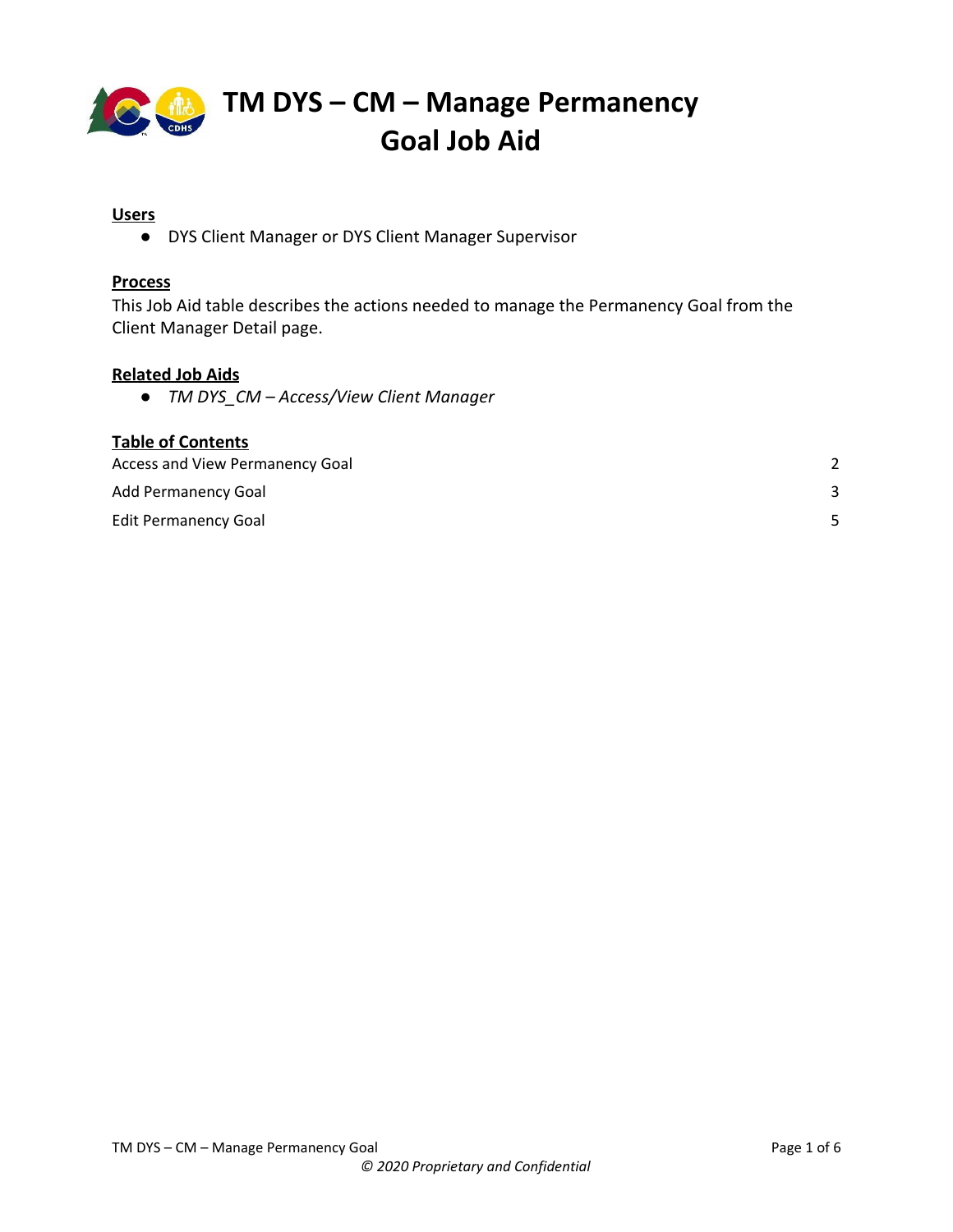# TM DYS – CM – Manage Permanency Goal Job Aid

**Users**

- DYS Client Manager or DYS Client Manager Supervisor

**Process**

This Job Aid table describes the actions needed to manage the Permanency Goal from the Client Manager Detail page.

**Related Job Aids**

- *TM DYS_CM – Access/View Client Manager*

**Table of Contents**

| | |
|---|---|
| Access and View Permanency Goal | 2 |
| Add Permanency Goal | 3 |
| Edit Permanency Goal | 5 |

*© 2020 Proprietary and Confidential*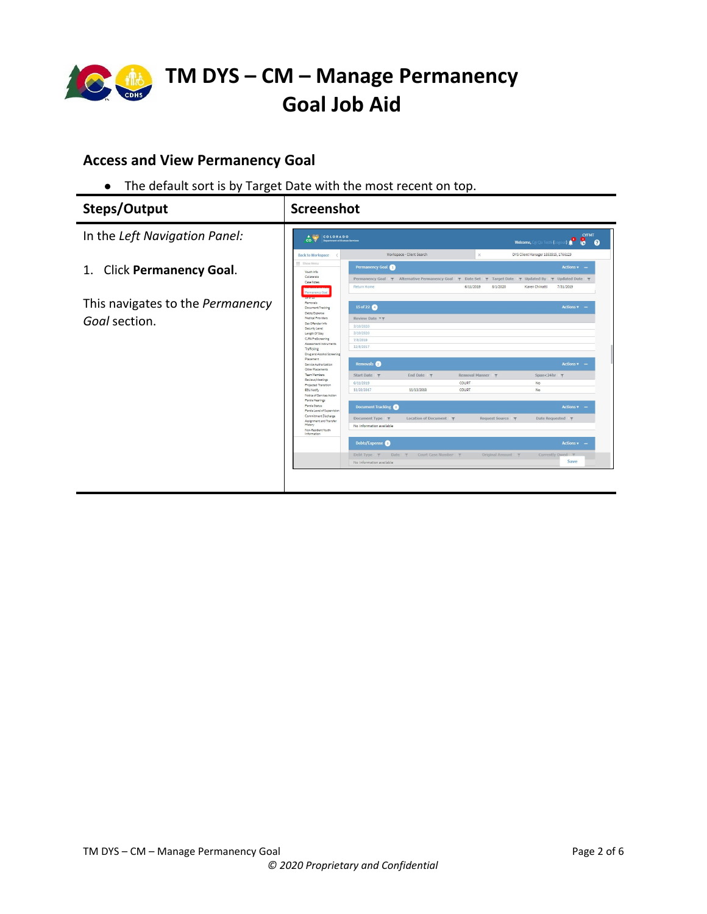# TM DYS – CM – Manage Permanency Goal Job Aid

## Access and View Permanency Goal

- The default sort is by Target Date with the most recent on top.

| Steps/Output | Screenshot |
| --- | --- |
| In the *Left Navigation Panel:*<br><br>1. Click **Permanency Goal**.<br><br>This navigates to the *Permanency Goal* section. | |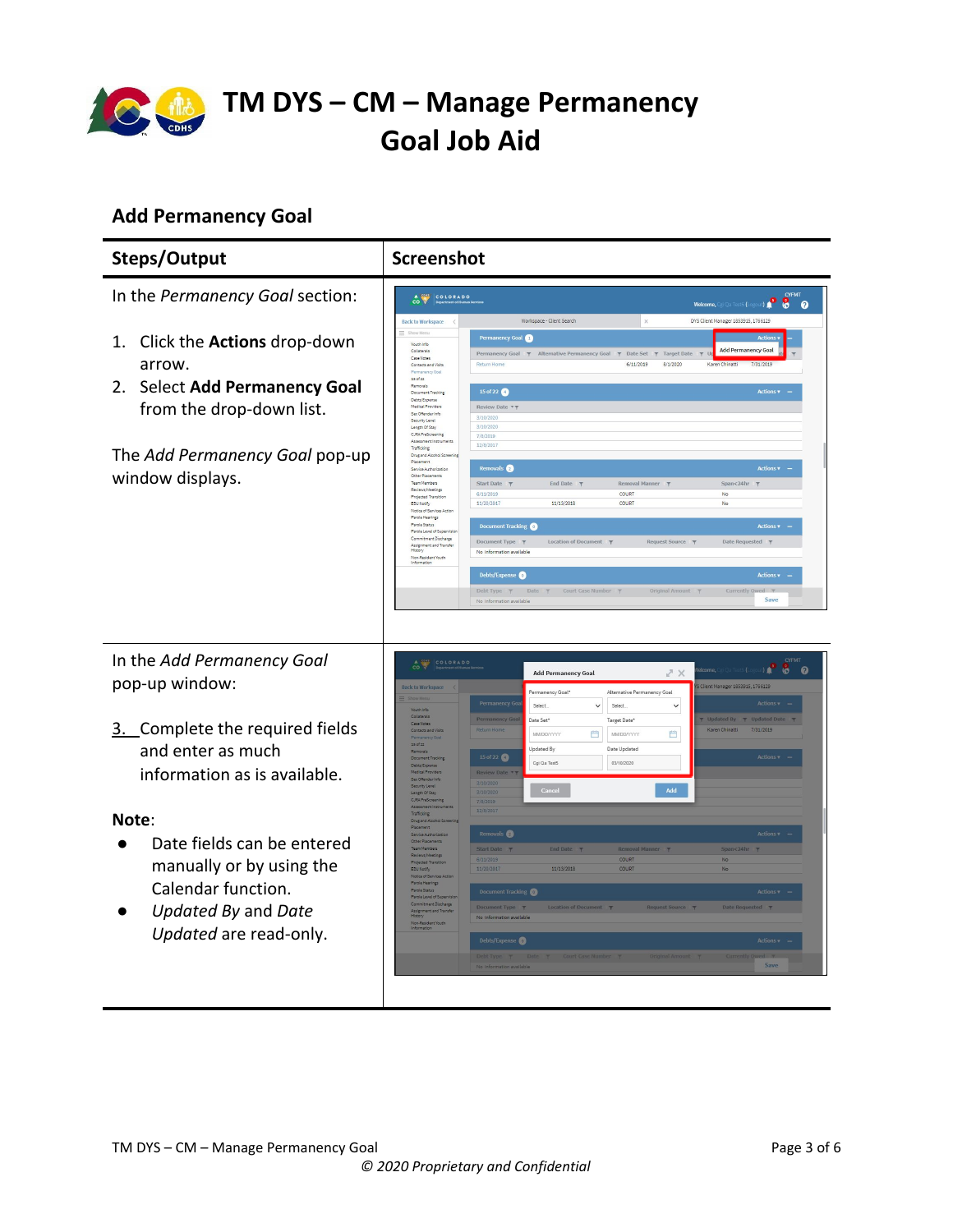# TM DYS – CM – Manage Permanency Goal Job Aid

## Add Permanency Goal

| Steps/Output | Screenshot |
|---|---|
| In the *Permanency Goal* section:<br><br>1. Click the **Actions** drop-down arrow.<br>2. Select **Add Permanency Goal** from the drop-down list.<br><br>The *Add Permanency Goal* pop-up window displays. | |
| In the *Add Permanency Goal* pop-up window:<br><br>3. Complete the required fields and enter as much information as is available.<br><br>**Note**:<br>● Date fields can be entered manually or by using the Calendar function.<br>● *Updated By* and *Date Updated* are read-only. | |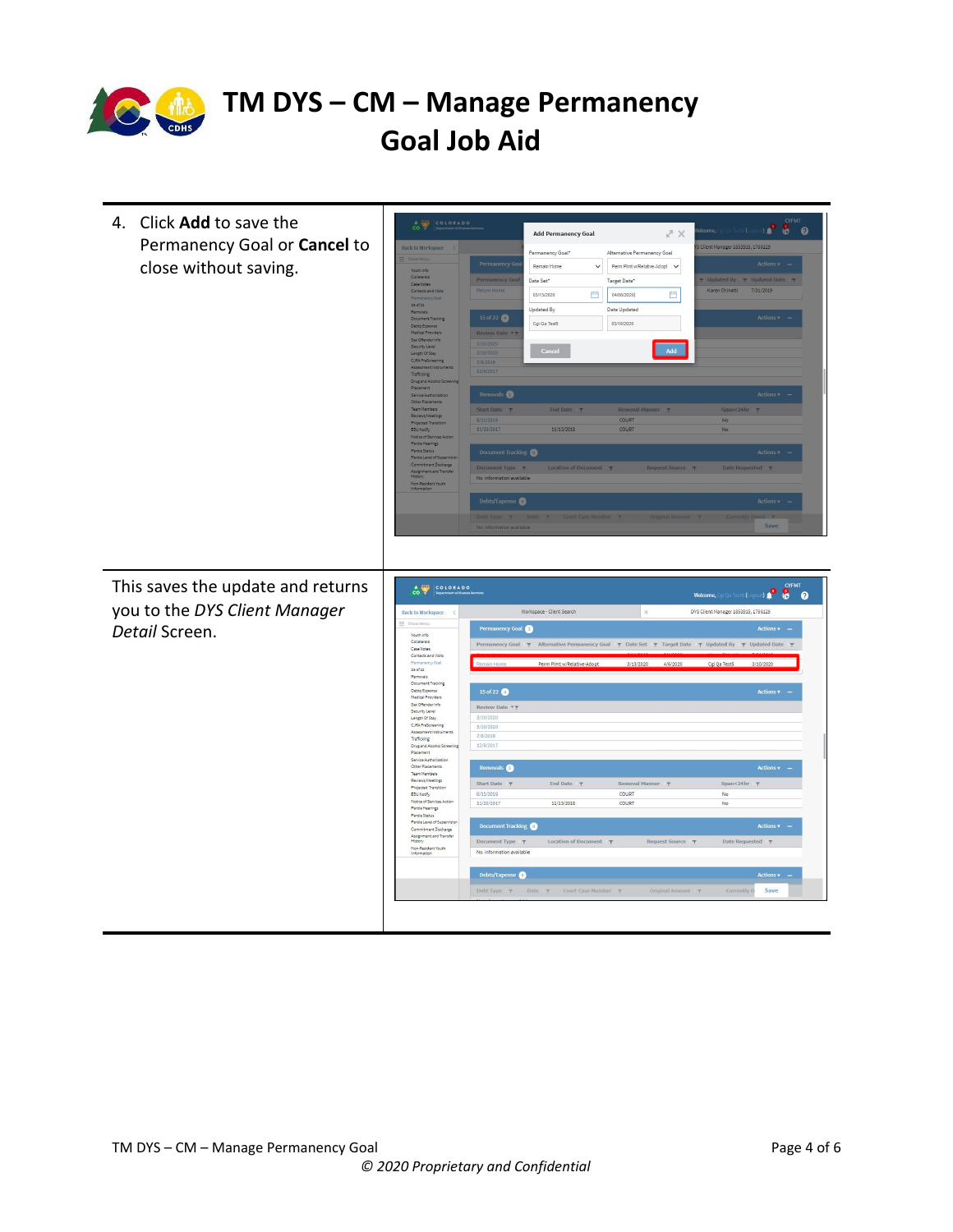# TM DYS – CM – Manage Permanency Goal Job Aid

4. Click **Add** to save the Permanency Goal or **Cancel** to close without saving.

This saves the update and returns you to the *DYS Client Manager Detail* Screen.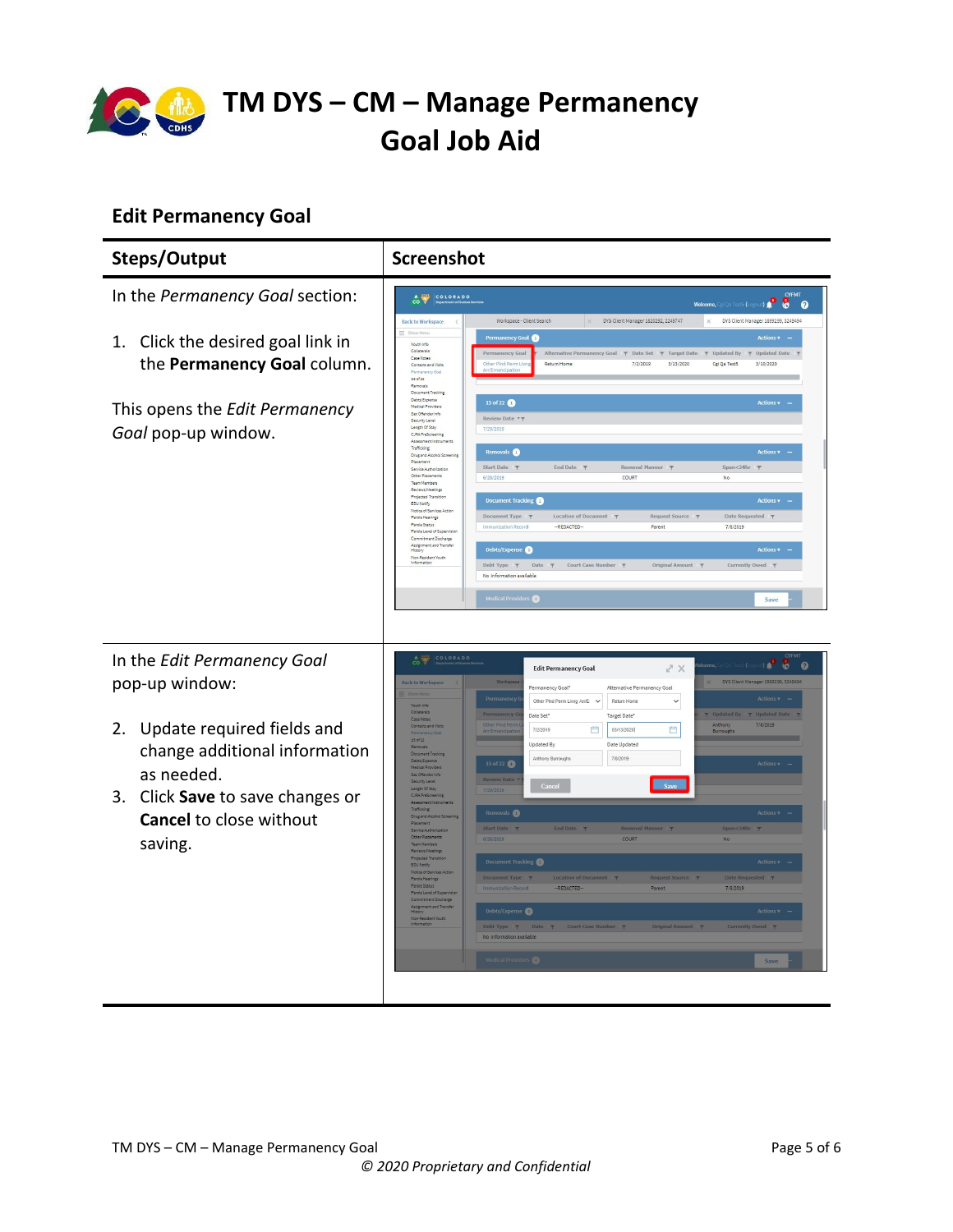## Edit Permanency Goal

| Steps/Output | Screenshot |
|---|---|
| In the *Permanency Goal* section:<br><br>1. Click the desired goal link in the **Permanency Goal** column.<br><br>This opens the *Edit Permanency Goal* pop-up window. | |
| In the *Edit Permanency Goal* pop-up window:<br><br>2. Update required fields and change additional information as needed.<br>3. Click **Save** to save changes or **Cancel** to close without saving. | |

© 2020 Proprietary and Confidential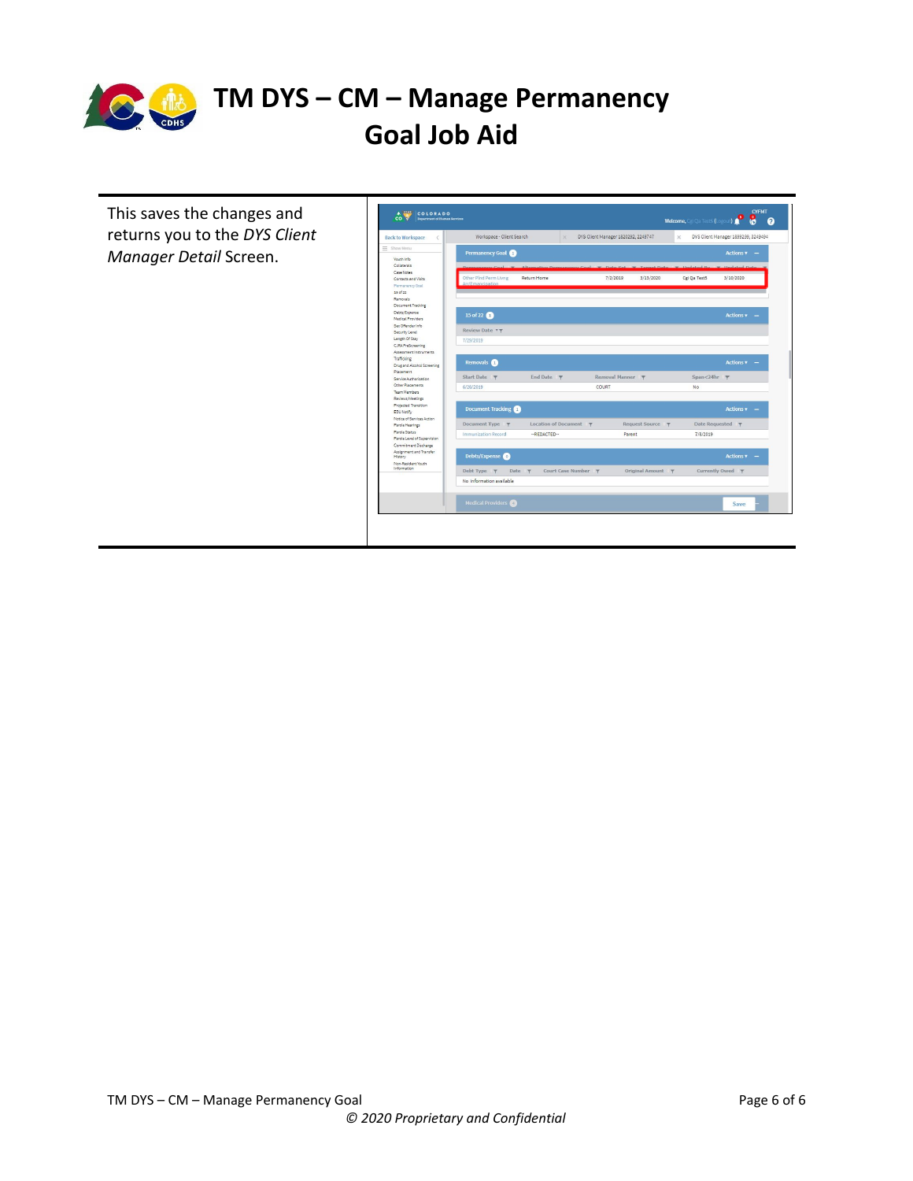This saves the changes and returns you to the *DYS Client Manager Detail* Screen.